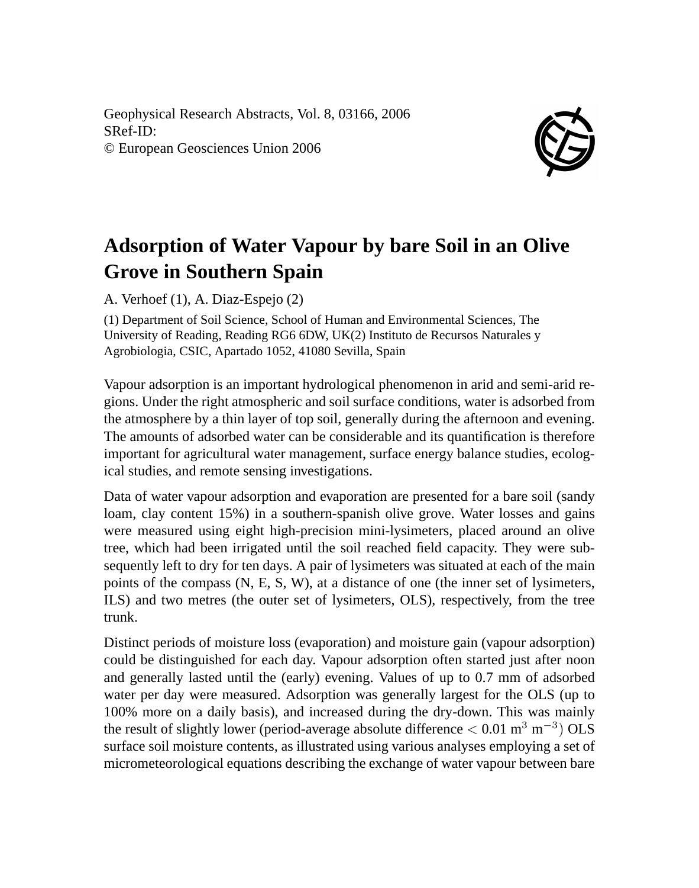Geophysical Research Abstracts, Vol. 8, 03166, 2006
SRef-ID:
© European Geosciences Union 2006

# Adsorption of Water Vapour by bare Soil in an Olive Grove in Southern Spain

A. Verhoef (1), A. Diaz-Espejo (2)

(1) Department of Soil Science, School of Human and Environmental Sciences, The University of Reading, Reading RG6 6DW, UK(2) Instituto de Recursos Naturales y Agrobiologia, CSIC, Apartado 1052, 41080 Sevilla, Spain

Vapour adsorption is an important hydrological phenomenon in arid and semi-arid regions. Under the right atmospheric and soil surface conditions, water is adsorbed from the atmosphere by a thin layer of top soil, generally during the afternoon and evening. The amounts of adsorbed water can be considerable and its quantification is therefore important for agricultural water management, surface energy balance studies, ecological studies, and remote sensing investigations.

Data of water vapour adsorption and evaporation are presented for a bare soil (sandy loam, clay content 15%) in a southern-spanish olive grove. Water losses and gains were measured using eight high-precision mini-lysimeters, placed around an olive tree, which had been irrigated until the soil reached field capacity. They were subsequently left to dry for ten days. A pair of lysimeters was situated at each of the main points of the compass (N, E, S, W), at a distance of one (the inner set of lysimeters, ILS) and two metres (the outer set of lysimeters, OLS), respectively, from the tree trunk.

Distinct periods of moisture loss (evaporation) and moisture gain (vapour adsorption) could be distinguished for each day. Vapour adsorption often started just after noon and generally lasted until the (early) evening. Values of up to 0.7 mm of adsorbed water per day were measured. Adsorption was generally largest for the OLS (up to 100% more on a daily basis), and increased during the dry-down. This was mainly the result of slightly lower (period-average absolute difference $< 0.01$ m$^3$ m$^{-3}$) OLS surface soil moisture contents, as illustrated using various analyses employing a set of micrometeorological equations describing the exchange of water vapour between bare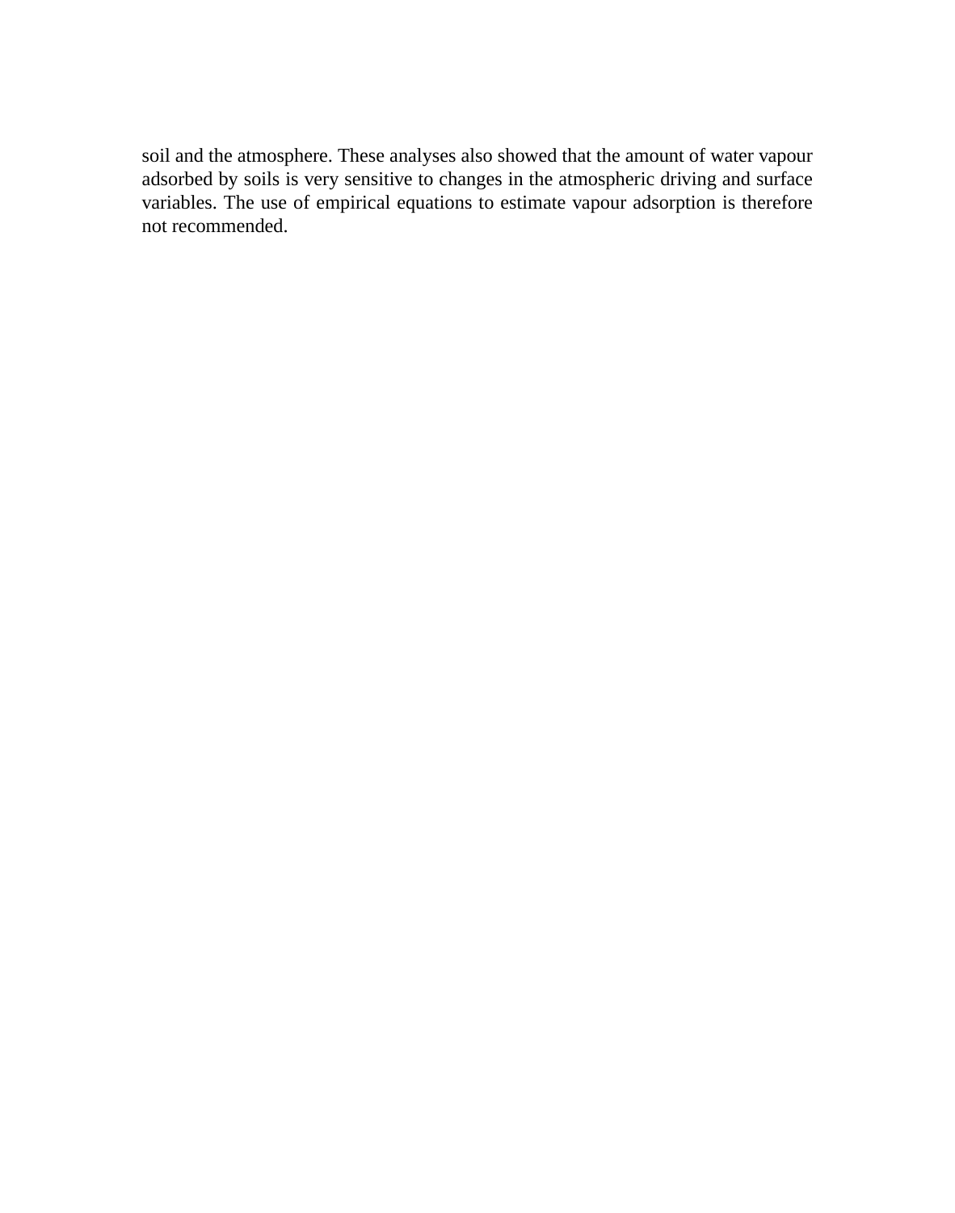soil and the atmosphere. These analyses also showed that the amount of water vapour adsorbed by soils is very sensitive to changes in the atmospheric driving and surface variables. The use of empirical equations to estimate vapour adsorption is therefore not recommended.